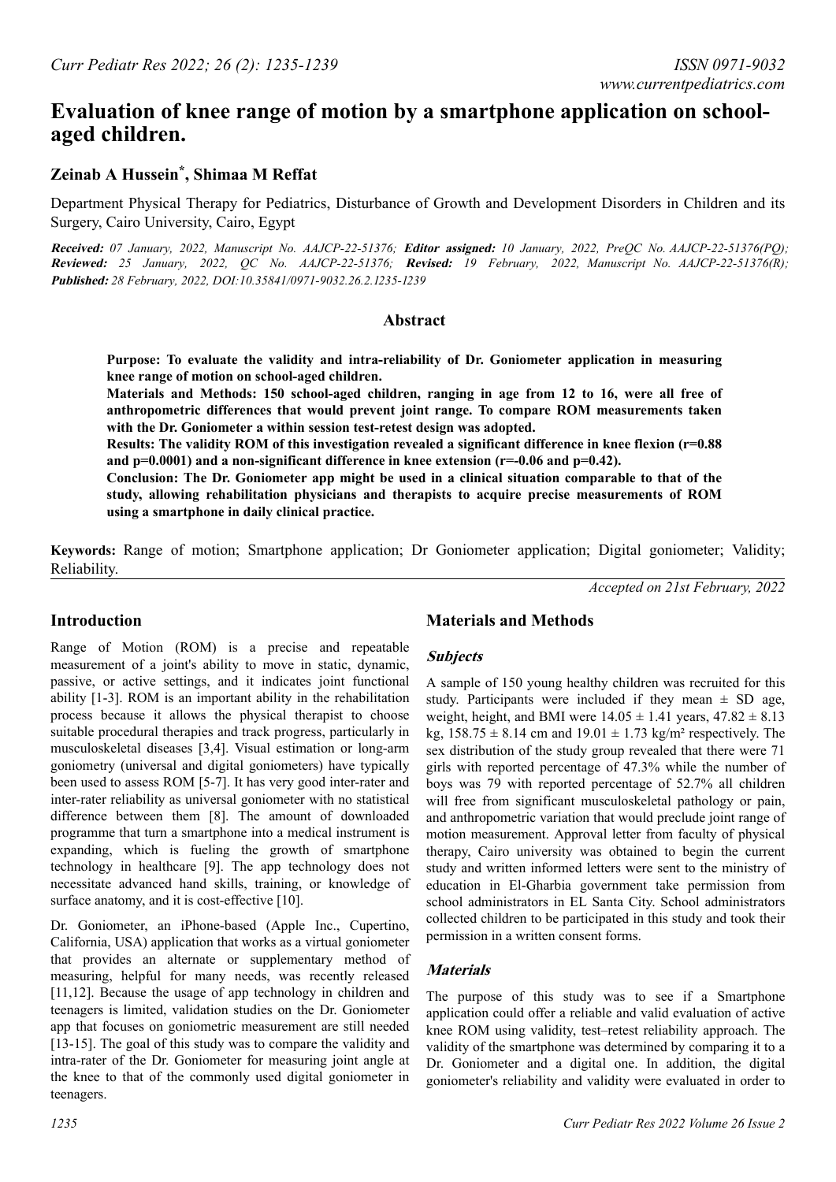# Evaluation of knee range of motion by a smartphone application on school-aged children.

## Zeinab A Hussein*, Shimaa M Reffat

Department Physical Therapy for Pediatrics, Disturbance of Growth and Development Disorders in Children and its Surgery, Cairo University, Cairo, Egypt

***Received:*** *07 January, 2022, Manuscript No. AAJCP-22-51376;* ***Editor assigned:*** *10 January, 2022, PreQC No. AAJCP-22-51376(PQ);* ***Reviewed:*** *25 January, 2022, QC No. AAJCP-22-51376;* ***Revised:*** *19 February, 2022, Manuscript No. AAJCP-22-51376(R);* ***Published:*** *28 February, 2022, DOI:10.35841/0971-9032.26.2.1235-1239*

## Abstract

**Purpose: To evaluate the validity and intra-reliability of Dr. Goniometer application in measuring knee range of motion on school-aged children.**

**Materials and Methods: 150 school-aged children, ranging in age from 12 to 16, were all free of anthropometric differences that would prevent joint range. To compare ROM measurements taken with the Dr. Goniometer a within session test-retest design was adopted.**

**Results: The validity ROM of this investigation revealed a significant difference in knee flexion (r=0.88 and p=0.0001) and a non-significant difference in knee extension (r=-0.06 and p=0.42).**

**Conclusion: The Dr. Goniometer app might be used in a clinical situation comparable to that of the study, allowing rehabilitation physicians and therapists to acquire precise measurements of ROM using a smartphone in daily clinical practice.**

**Keywords:** Range of motion; Smartphone application; Dr Goniometer application; Digital goniometer; Validity; Reliability.

*Accepted on 21st February, 2022*

## Introduction

Range of Motion (ROM) is a precise and repeatable measurement of a joint's ability to move in static, dynamic, passive, or active settings, and it indicates joint functional ability [1-3]. ROM is an important ability in the rehabilitation process because it allows the physical therapist to choose suitable procedural therapies and track progress, particularly in musculoskeletal diseases [3,4]. Visual estimation or long-arm goniometry (universal and digital goniometers) have typically been used to assess ROM [5-7]. It has very good inter-rater and inter-rater reliability as universal goniometer with no statistical difference between them [8]. The amount of downloaded programme that turn a smartphone into a medical instrument is expanding, which is fueling the growth of smartphone technology in healthcare [9]. The app technology does not necessitate advanced hand skills, training, or knowledge of surface anatomy, and it is cost-effective [10].

Dr. Goniometer, an iPhone-based (Apple Inc., Cupertino, California, USA) application that works as a virtual goniometer that provides an alternate or supplementary method of measuring, helpful for many needs, was recently released [11,12]. Because the usage of app technology in children and teenagers is limited, validation studies on the Dr. Goniometer app that focuses on goniometric measurement are still needed [13-15]. The goal of this study was to compare the validity and intra-rater of the Dr. Goniometer for measuring joint angle at the knee to that of the commonly used digital goniometer in teenagers.

## Materials and Methods

### Subjects

A sample of 150 young healthy children was recruited for this study. Participants were included if they mean ± SD age, weight, height, and BMI were 14.05 ± 1.41 years, 47.82 ± 8.13 kg, 158.75 ± 8.14 cm and 19.01 ± 1.73 kg/m² respectively. The sex distribution of the study group revealed that there were 71 girls with reported percentage of 47.3% while the number of boys was 79 with reported percentage of 52.7% all children will free from significant musculoskeletal pathology or pain, and anthropometric variation that would preclude joint range of motion measurement. Approval letter from faculty of physical therapy, Cairo university was obtained to begin the current study and written informed letters were sent to the ministry of education in El-Gharbia government take permission from school administrators in EL Santa City. School administrators collected children to be participated in this study and took their permission in a written consent forms.

### Materials

The purpose of this study was to see if a Smartphone application could offer a reliable and valid evaluation of active knee ROM using validity, test–retest reliability approach. The validity of the smartphone was determined by comparing it to a Dr. Goniometer and a digital one. In addition, the digital goniometer's reliability and validity were evaluated in order to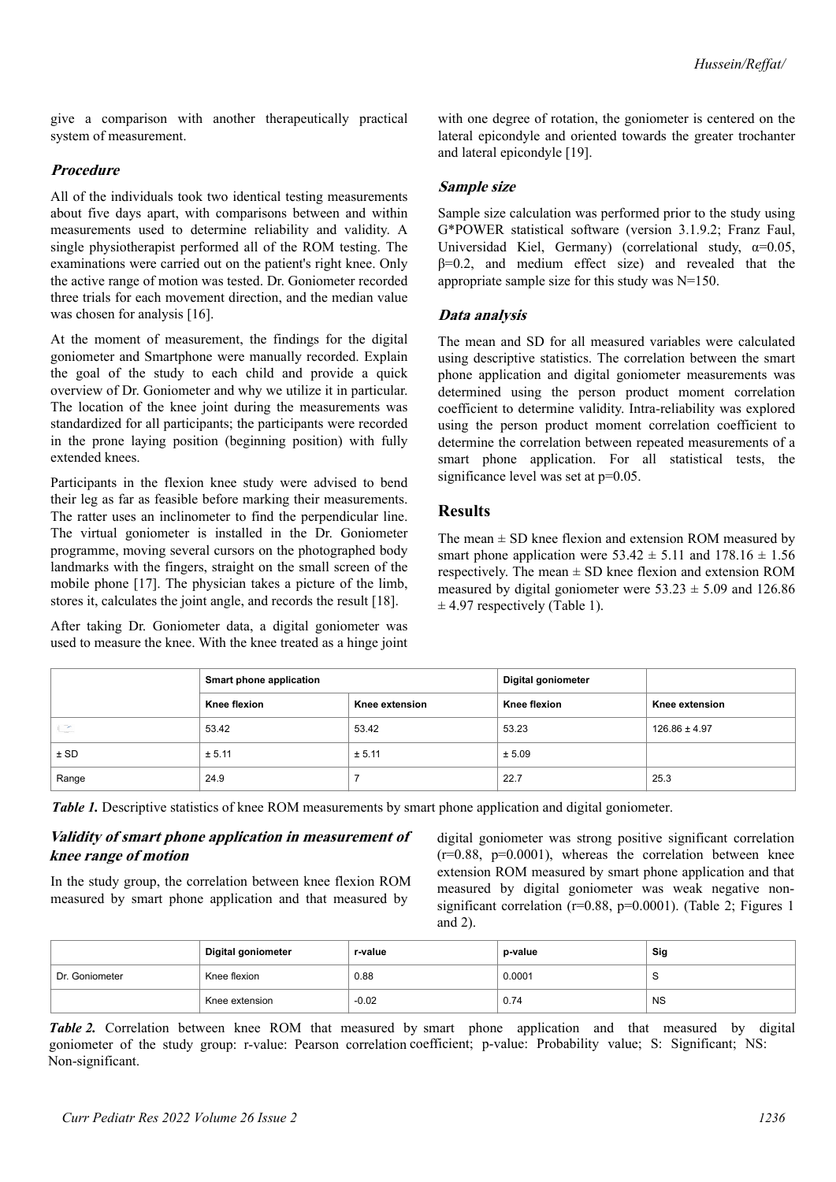give a comparison with another therapeutically practical system of measurement.

### *Procedure*

All of the individuals took two identical testing measurements about five days apart, with comparisons between and within measurements used to determine reliability and validity. A single physiotherapist performed all of the ROM testing. The examinations were carried out on the patient's right knee. Only the active range of motion was tested. Dr. Goniometer recorded three trials for each movement direction, and the median value was chosen for analysis [16].

At the moment of measurement, the findings for the digital goniometer and Smartphone were manually recorded. Explain the goal of the study to each child and provide a quick overview of Dr. Goniometer and why we utilize it in particular. The location of the knee joint during the measurements was standardized for all participants; the participants were recorded in the prone laying position (beginning position) with fully extended knees.

Participants in the flexion knee study were advised to bend their leg as far as feasible before marking their measurements. The ratter uses an inclinometer to find the perpendicular line. The virtual goniometer is installed in the Dr. Goniometer programme, moving several cursors on the photographed body landmarks with the fingers, straight on the small screen of the mobile phone [17]. The physician takes a picture of the limb, stores it, calculates the joint angle, and records the result [18].

After taking Dr. Goniometer data, a digital goniometer was used to measure the knee. With the knee treated as a hinge joint with one degree of rotation, the goniometer is centered on the lateral epicondyle and oriented towards the greater trochanter and lateral epicondyle [19].

### *Sample size*

Sample size calculation was performed prior to the study using G*POWER statistical software (version 3.1.9.2; Franz Faul, Universidad Kiel, Germany) (correlational study, $\alpha$=0.05, $\beta$=0.2, and medium effect size) and revealed that the appropriate sample size for this study was N=150.

### *Data analysis*

The mean and SD for all measured variables were calculated using descriptive statistics. The correlation between the smart phone application and digital goniometer measurements was determined using the person product moment correlation coefficient to determine validity. Intra-reliability was explored using the person product moment correlation coefficient to determine the correlation between repeated measurements of a smart phone application. For all statistical tests, the significance level was set at p=0.05.

## Results

The mean ± SD knee flexion and extension ROM measured by smart phone application were 53.42 ± 5.11 and 178.16 ± 1.56 respectively. The mean ± SD knee flexion and extension ROM measured by digital goniometer were 53.23 ± 5.09 and 126.86 ± 4.97 respectively (Table 1).

| | Smart phone application | | Digital goniometer | |
|---|---|---|---|---|
| | Knee flexion | Knee extension | Knee flexion | Knee extension |
| | 53.42 | 53.42 | 53.23 | 126.86 ± 4.97 |
| ± SD | ± 5.11 | ± 5.11 | ± 5.09 | |
| Range | 24.9 | 7 | 22.7 | 25.3 |

***Table 1.*** Descriptive statistics of knee ROM measurements by smart phone application and digital goniometer.

### *Validity of smart phone application in measurement of knee range of motion*

In the study group, the correlation between knee flexion ROM measured by smart phone application and that measured by digital goniometer was strong positive significant correlation (r=0.88, p=0.0001), whereas the correlation between knee extension ROM measured by smart phone application and that measured by digital goniometer was weak negative non-significant correlation (r=0.88, p=0.0001). (Table 2; Figures 1 and 2).

| | Digital goniometer | r-value | p-value | Sig |
|---|---|---|---|---|
| Dr. Goniometer | Knee flexion | 0.88 | 0.0001 | S |
| | Knee extension | -0.02 | 0.74 | NS |

***Table 2.*** Correlation between knee ROM that measured by smart phone application and that measured by digital goniometer of the study group: r-value: Pearson correlation coefficient; p-value: Probability value; S: Significant; NS: Non-significant.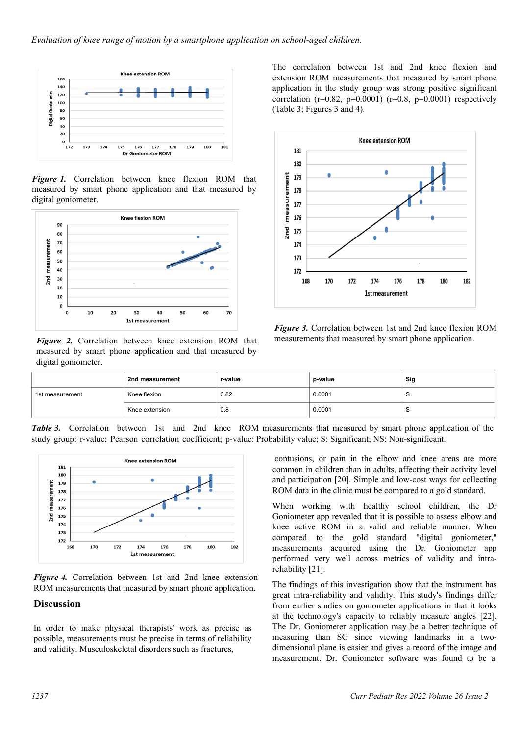*Figure 1.* Correlation between knee flexion ROM that measured by smart phone application and that measured by digital goniometer.

*Figure 2.* Correlation between knee extension ROM that measured by smart phone application and that measured by digital goniometer.

The correlation between 1st and 2nd knee flexion and extension ROM measurements that measured by smart phone application in the study group was strong positive significant correlation (r=0.82, p=0.0001) (r=0.8, p=0.0001) respectively (Table 3; Figures 3 and 4).

*Figure 3.* Correlation between 1st and 2nd knee flexion ROM measurements that measured by smart phone application.

| | 2nd measurement | r-value | p-value | Sig |
|---|---|---|---|---|
| 1st measurement | Knee flexion | 0.82 | 0.0001 | S |
| | Knee extension | 0.8 | 0.0001 | S |

*Table 3.* Correlation between 1st and 2nd knee ROM measurements that measured by smart phone application of the study group: r-value: Pearson correlation coefficient; p-value: Probability value; S: Significant; NS: Non-significant.

*Figure 4.* Correlation between 1st and 2nd knee extension ROM measurements that measured by smart phone application.

## Discussion

In order to make physical therapists' work as precise as possible, measurements must be precise in terms of reliability and validity. Musculoskeletal disorders such as fractures, contusions, or pain in the elbow and knee areas are more common in children than in adults, affecting their activity level and participation [20]. Simple and low-cost ways for collecting ROM data in the clinic must be compared to a gold standard.

When working with healthy school children, the Dr Goniometer app revealed that it is possible to assess elbow and knee active ROM in a valid and reliable manner. When compared to the gold standard "digital goniometer," measurements acquired using the Dr. Goniometer app performed very well across metrics of validity and intra-reliability [21].

The findings of this investigation show that the instrument has great intra-reliability and validity. This study's findings differ from earlier studies on goniometer applications in that it looks at the technology's capacity to reliably measure angles [22]. The Dr. Goniometer application may be a better technique of measuring than SG since viewing landmarks in a two-dimensional plane is easier and gives a record of the image and measurement. Dr. Goniometer software was found to be a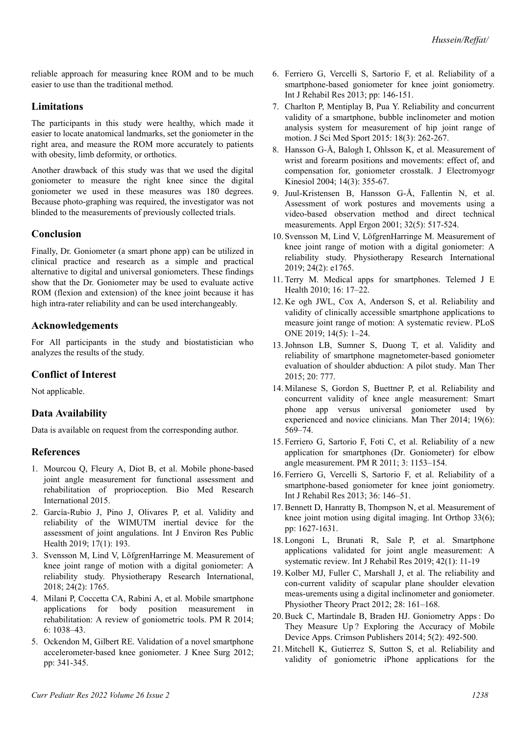reliable approach for measuring knee ROM and to be much easier to use than the traditional method.

## Limitations

The participants in this study were healthy, which made it easier to locate anatomical landmarks, set the goniometer in the right area, and measure the ROM more accurately to patients with obesity, limb deformity, or orthotics.

Another drawback of this study was that we used the digital goniometer to measure the right knee since the digital goniometer we used in these measures was 180 degrees. Because photo-graphing was required, the investigator was not blinded to the measurements of previously collected trials.

## Conclusion

Finally, Dr. Goniometer (a smart phone app) can be utilized in clinical practice and research as a simple and practical alternative to digital and universal goniometers. These findings show that the Dr. Goniometer may be used to evaluate active ROM (flexion and extension) of the knee joint because it has high intra-rater reliability and can be used interchangeably.

## Acknowledgements

For All participants in the study and biostatistician who analyzes the results of the study.

## Conflict of Interest

Not applicable.

## Data Availability

Data is available on request from the corresponding author.

## References

1. Mourcou Q, Fleury A, Diot B, et al. Mobile phone-based joint angle measurement for functional assessment and rehabilitation of proprioception. Bio Med Research International 2015.
2. García-Rubio J, Pino J, Olivares P, et al. Validity and reliability of the WIMUTM inertial device for the assessment of joint angulations. Int J Environ Res Public Health 2019; 17(1): 193.
3. Svensson M, Lind V, LöfgrenHarringe M. Measurement of knee joint range of motion with a digital goniometer: A reliability study. Physiotherapy Research International, 2018; 24(2): 1765.
4. Milani P, Coccetta CA, Rabini A, et al. Mobile smartphone applications for body position measurement in rehabilitation: A review of goniometric tools. PM R 2014; 6: 1038–43.
5. Ockendon M, Gilbert RE. Validation of a novel smartphone accelerometer-based knee goniometer. J Knee Surg 2012; pp: 341-345.
6. Ferriero G, Vercelli S, Sartorio F, et al. Reliability of a smartphone-based goniometer for knee joint goniometry. Int J Rehabil Res 2013; pp: 146-151.
7. Charlton P, Mentiplay B, Pua Y. Reliability and concurrent validity of a smartphone, bubble inclinometer and motion analysis system for measurement of hip joint range of motion. J Sci Med Sport 2015: 18(3): 262-267.
8. Hansson G-Å, Balogh I, Ohlsson K, et al. Measurement of wrist and forearm positions and movements: effect of, and compensation for, goniometer crosstalk. J Electromyogr Kinesiol 2004; 14(3): 355-67.
9. Juul-Kristensen B, Hansson G-Å, Fallentin N, et al. Assessment of work postures and movements using a video-based observation method and direct technical measurements. Appl Ergon 2001; 32(5): 517-524.
10. Svensson M, Lind V, LöfgrenHarringe M. Measurement of knee joint range of motion with a digital goniometer: A reliability study. Physiotherapy Research International 2019; 24(2): e1765.
11. Terry M. Medical apps for smartphones. Telemed J E Health 2010; 16: 17–22.
12. Ke ogh JWL, Cox A, Anderson S, et al. Reliability and validity of clinically accessible smartphone applications to measure joint range of motion: A systematic review. PLoS ONE 2019; 14(5): 1–24.
13. Johnson LB, Sumner S, Duong T, et al. Validity and reliability of smartphone magnetometer-based goniometer evaluation of shoulder abduction: A pilot study. Man Ther 2015; 20: 777.
14. Milanese S, Gordon S, Buettner P, et al. Reliability and concurrent validity of knee angle measurement: Smart phone app versus universal goniometer used by experienced and novice clinicians. Man Ther 2014; 19(6): 569–74.
15. Ferriero G, Sartorio F, Foti C, et al. Reliability of a new application for smartphones (Dr. Goniometer) for elbow angle measurement. PM R 2011; 3: 1153–154.
16. Ferriero G, Vercelli S, Sartorio F, et al. Reliability of a smartphone-based goniometer for knee joint goniometry. Int J Rehabil Res 2013; 36: 146–51.
17. Bennett D, Hanratty B, Thompson N, et al. Measurement of knee joint motion using digital imaging. Int Orthop 33(6); pp: 1627-1631.
18. Longoni L, Brunati R, Sale P, et al. Smartphone applications validated for joint angle measurement: A systematic review. Int J Rehabil Res 2019; 42(1): 11-19
19. Kolber MJ, Fuller C, Marshall J, et al. The reliability and con-current validity of scapular plane shoulder elevation meas-urements using a digital inclinometer and goniometer. Physiother Theory Pract 2012; 28: 161–168.
20. Buck C, Martindale B, Braden HJ. Goniometry Apps : Do They Measure Up ? Exploring the Accuracy of Mobile Device Apps. Crimson Publishers 2014; 5(2): 492-500.
21. Mitchell K, Gutierrez S, Sutton S, et al. Reliability and validity of goniometric iPhone applications for the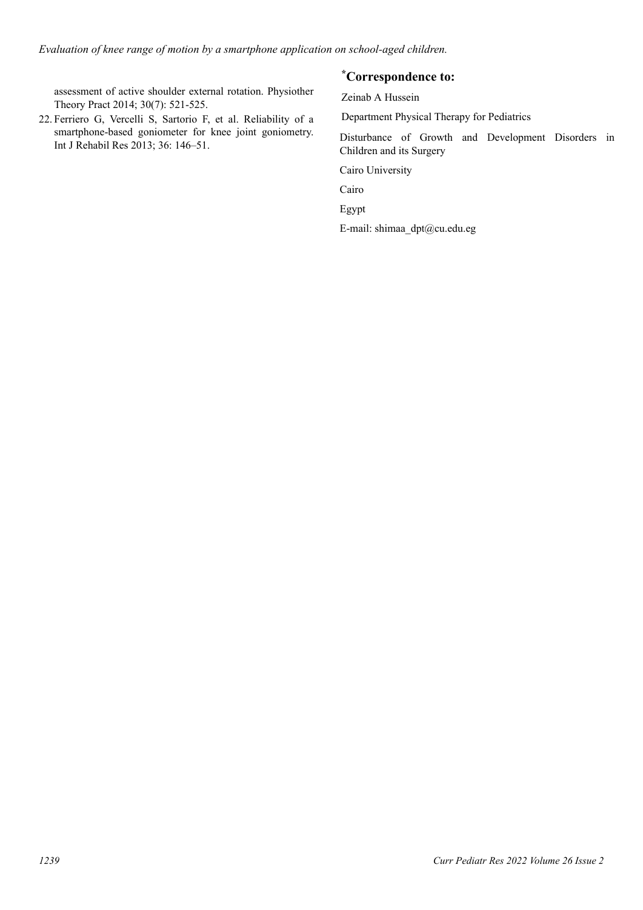assessment of active shoulder external rotation. Physiother Theory Pract 2014; 30(7): 521-525.

22. Ferriero G, Vercelli S, Sartorio F, et al. Reliability of a smartphone-based goniometer for knee joint goniometry. Int J Rehabil Res 2013; 36: 146–51.

## *Correspondence to:

Zeinab A Hussein

Department Physical Therapy for Pediatrics

Disturbance of Growth and Development Disorders in Children and its Surgery

Cairo University

Cairo

Egypt

E-mail: shimaa_dpt@cu.edu.eg